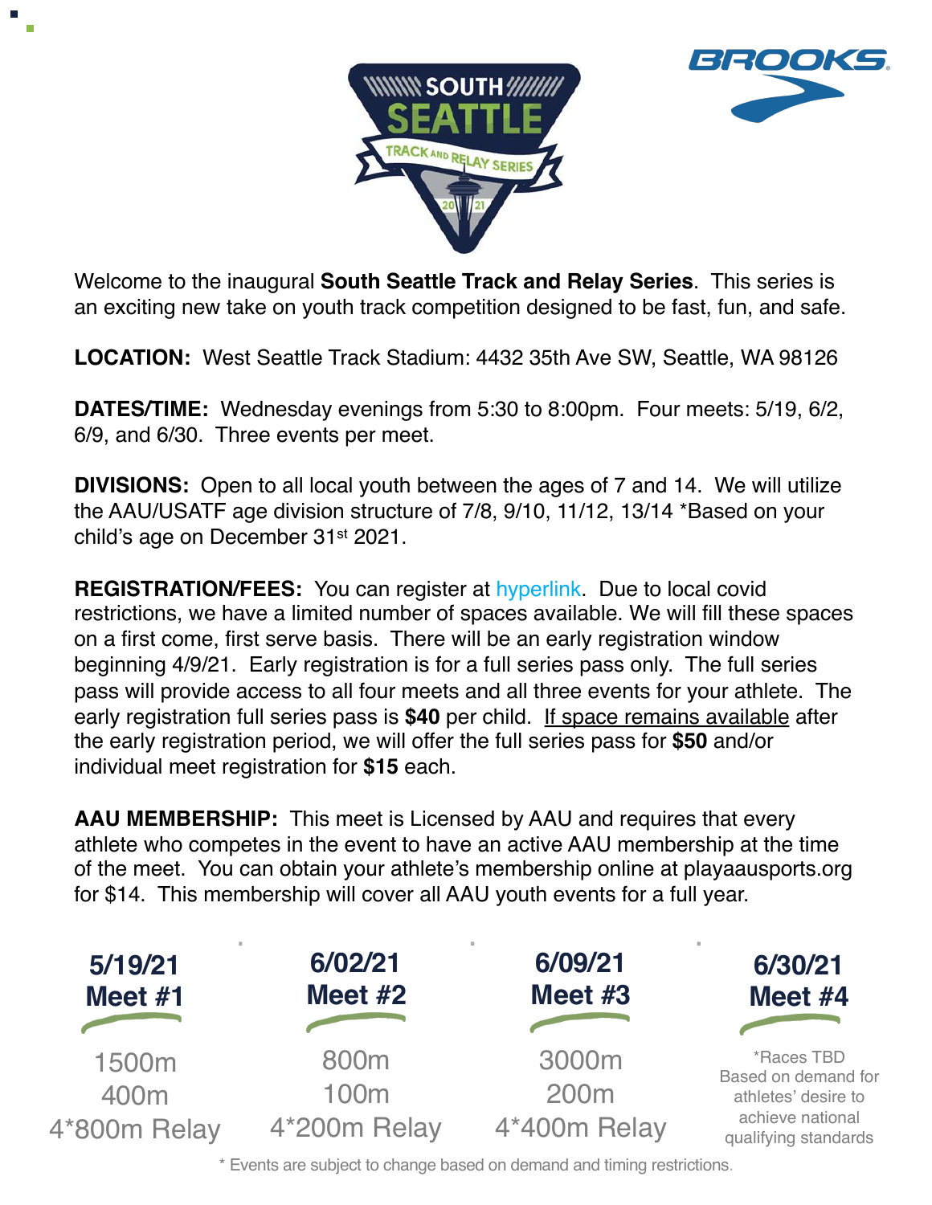SOUTH SEATTLE TRACK AND RELAY SERIES 2021

BROOKS

Welcome to the inaugural **South Seattle Track and Relay Series**. This series is an exciting new take on youth track competition designed to be fast, fun, and safe.

**LOCATION:** West Seattle Track Stadium: 4432 35th Ave SW, Seattle, WA 98126

**DATES/TIME:** Wednesday evenings from 5:30 to 8:00pm. Four meets: 5/19, 6/2, 6/9, and 6/30. Three events per meet.

**DIVISIONS:** Open to all local youth between the ages of 7 and 14. We will utilize the AAU/USATF age division structure of 7/8, 9/10, 11/12, 13/14 *Based on your child's age on December 31st 2021.

**REGISTRATION/FEES:** You can register at hyperlink. Due to local covid restrictions, we have a limited number of spaces available. We will fill these spaces on a first come, first serve basis. There will be an early registration window beginning 4/9/21. Early registration is for a full series pass only. The full series pass will provide access to all four meets and all three events for your athlete. The early registration full series pass is **$40** per child. If space remains available after the early registration period, we will offer the full series pass for **$50** and/or individual meet registration for **$15** each.

**AAU MEMBERSHIP:** This meet is Licensed by AAU and requires that every athlete who competes in the event to have an active AAU membership at the time of the meet. You can obtain your athlete's membership online at playaausports.org for $14. This membership will cover all AAU youth events for a full year.

| **5/19/21 Meet #1** | **6/02/21 Meet #2** | **6/09/21 Meet #3** | **6/30/21 Meet #4** |
|---|---|---|---|
| 1500m | 800m | 3000m | *Races TBD Based on demand for athletes' desire to achieve national qualifying standards |
| 400m | 100m | 200m | |
| 4*800m Relay | 4*200m Relay | 4*400m Relay | |

\* Events are subject to change based on demand and timing restrictions.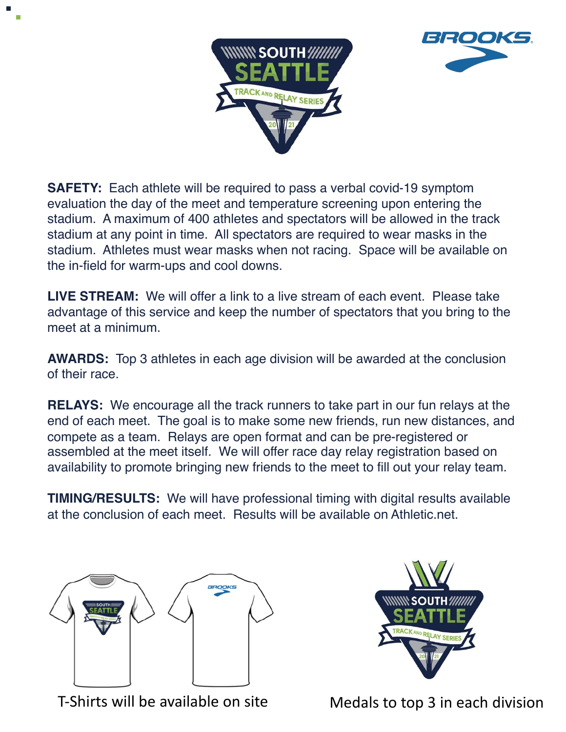**SAFETY:** Each athlete will be required to pass a verbal covid-19 symptom evaluation the day of the meet and temperature screening upon entering the stadium. A maximum of 400 athletes and spectators will be allowed in the track stadium at any point in time. All spectators are required to wear masks in the stadium. Athletes must wear masks when not racing. Space will be available on the in-field for warm-ups and cool downs.

**LIVE STREAM:** We will offer a link to a live stream of each event. Please take advantage of this service and keep the number of spectators that you bring to the meet at a minimum.

**AWARDS:** Top 3 athletes in each age division will be awarded at the conclusion of their race.

**RELAYS:** We encourage all the track runners to take part in our fun relays at the end of each meet. The goal is to make some new friends, run new distances, and compete as a team. Relays are open format and can be pre-registered or assembled at the meet itself. We will offer race day relay registration based on availability to promote bringing new friends to the meet to fill out your relay team.

**TIMING/RESULTS:** We will have professional timing with digital results available at the conclusion of each meet. Results will be available on Athletic.net.

T-Shirts will be available on site

Medals to top 3 in each division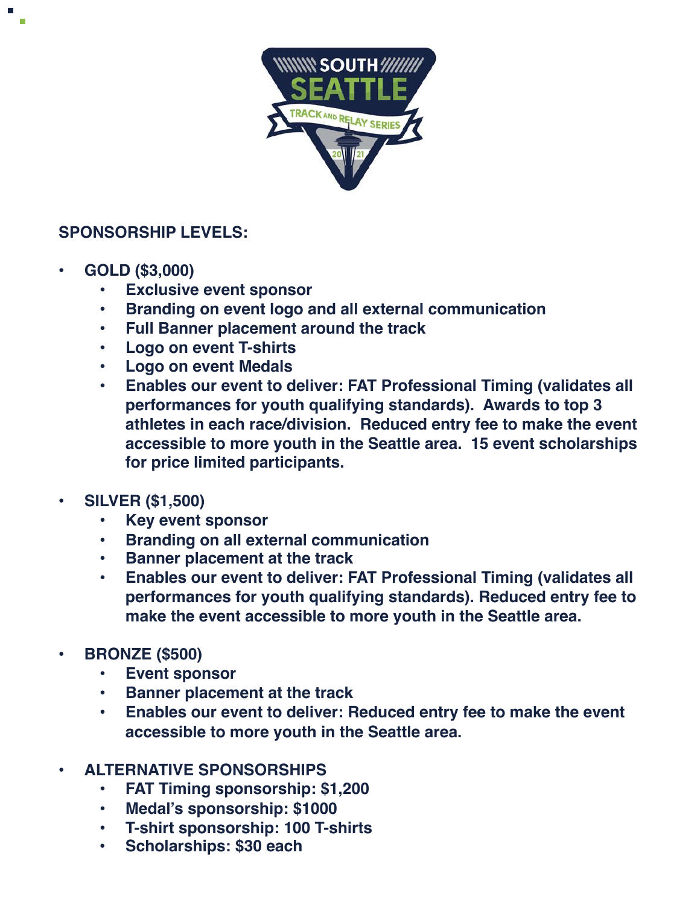SOUTH SEATTLE

TRACK AND RELAY SERIES

2021

**SPONSORSHIP LEVELS:**

- **GOLD ($3,000)**
  - **Exclusive event sponsor**
  - **Branding on event logo and all external communication**
  - **Full Banner placement around the track**
  - **Logo on event T-shirts**
  - **Logo on event Medals**
  - **Enables our event to deliver: FAT Professional Timing (validates all performances for youth qualifying standards). Awards to top 3 athletes in each race/division. Reduced entry fee to make the event accessible to more youth in the Seattle area. 15 event scholarships for price limited participants.**

- **SILVER ($1,500)**
  - **Key event sponsor**
  - **Branding on all external communication**
  - **Banner placement at the track**
  - **Enables our event to deliver: FAT Professional Timing (validates all performances for youth qualifying standards). Reduced entry fee to make the event accessible to more youth in the Seattle area.**

- **BRONZE ($500)**
  - **Event sponsor**
  - **Banner placement at the track**
  - **Enables our event to deliver: Reduced entry fee to make the event accessible to more youth in the Seattle area.**

- **ALTERNATIVE SPONSORSHIPS**
  - **FAT Timing sponsorship: $1,200**
  - **Medal's sponsorship: $1000**
  - **T-shirt sponsorship: 100 T-shirts**
  - **Scholarships: $30 each**